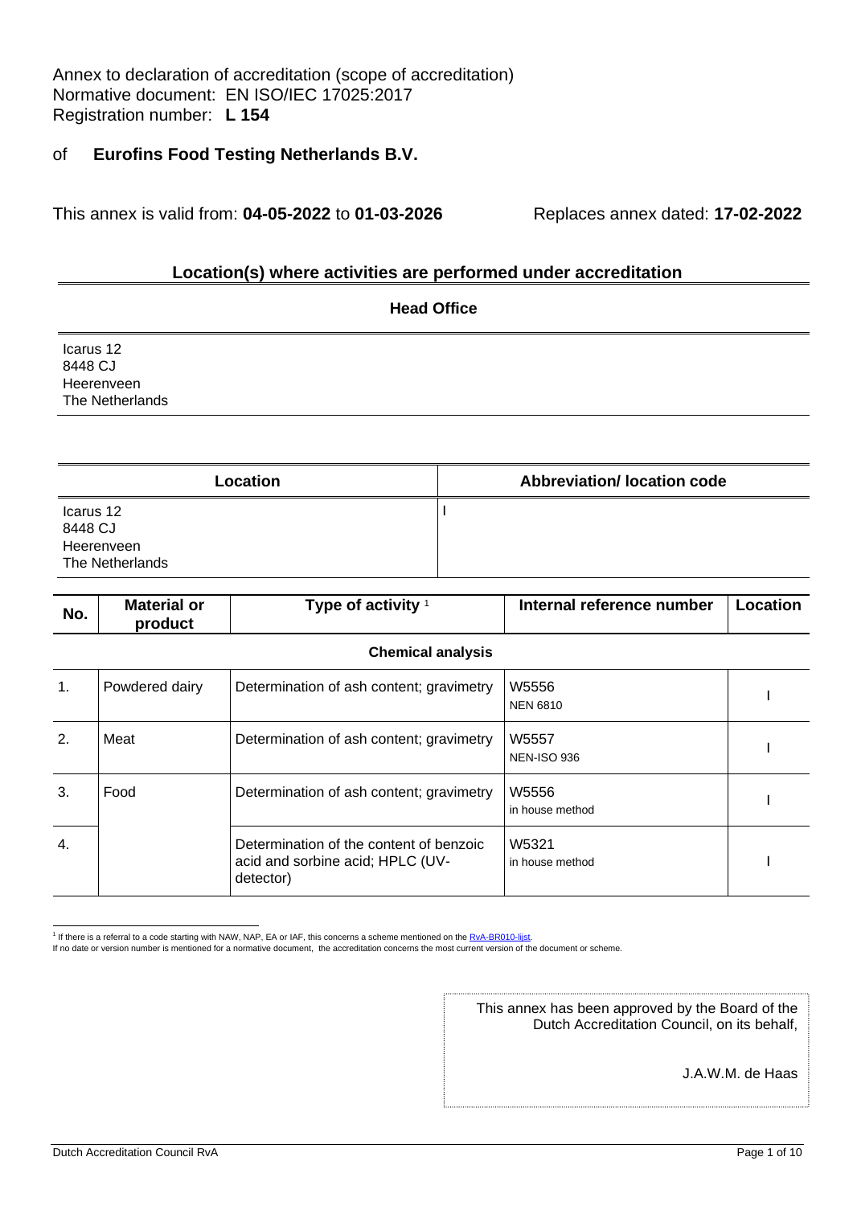Annex to declaration of accreditation (scope of accreditation)
Normative document: EN ISO/IEC 17025:2017
Registration number: **L 154**

of **Eurofins Food Testing Netherlands B.V.**

This annex is valid from: **04-05-2022** to **01-03-2026** Replaces annex dated: **17-02-2022**

## Location(s) where activities are performed under accreditation

| Head Office |
|---|
| Icarus 12<br>8448 CJ<br>Heerenveen<br>The Netherlands |

| Location | Abbreviation/ location code |
|---|---|
| Icarus 12<br>8448 CJ<br>Heerenveen<br>The Netherlands | I |

| No. | Material or product | Type of activity [1] | Internal reference number | Location |
|---|---|---|---|---|
| | | **Chemical analysis** | | |
| 1. | Powdered dairy | Determination of ash content; gravimetry | W5556<br>NEN 6810 | I |
| 2. | Meat | Determination of ash content; gravimetry | W5557<br>NEN-ISO 936 | I |
| 3. | Food | Determination of ash content; gravimetry | W5556<br>in house method | I |
| 4. | | Determination of the content of benzoic acid and sorbine acid; HPLC (UV-detector) | W5321<br>in house method | I |

[1] If there is a referral to a code starting with NAW, NAP, EA or IAF, this concerns a scheme mentioned on the RvA-BR010-lijst.
If no date or version number is mentioned for a normative document, the accreditation concerns the most current version of the document or scheme.

This annex has been approved by the Board of the Dutch Accreditation Council, on its behalf,

J.A.W.M. de Haas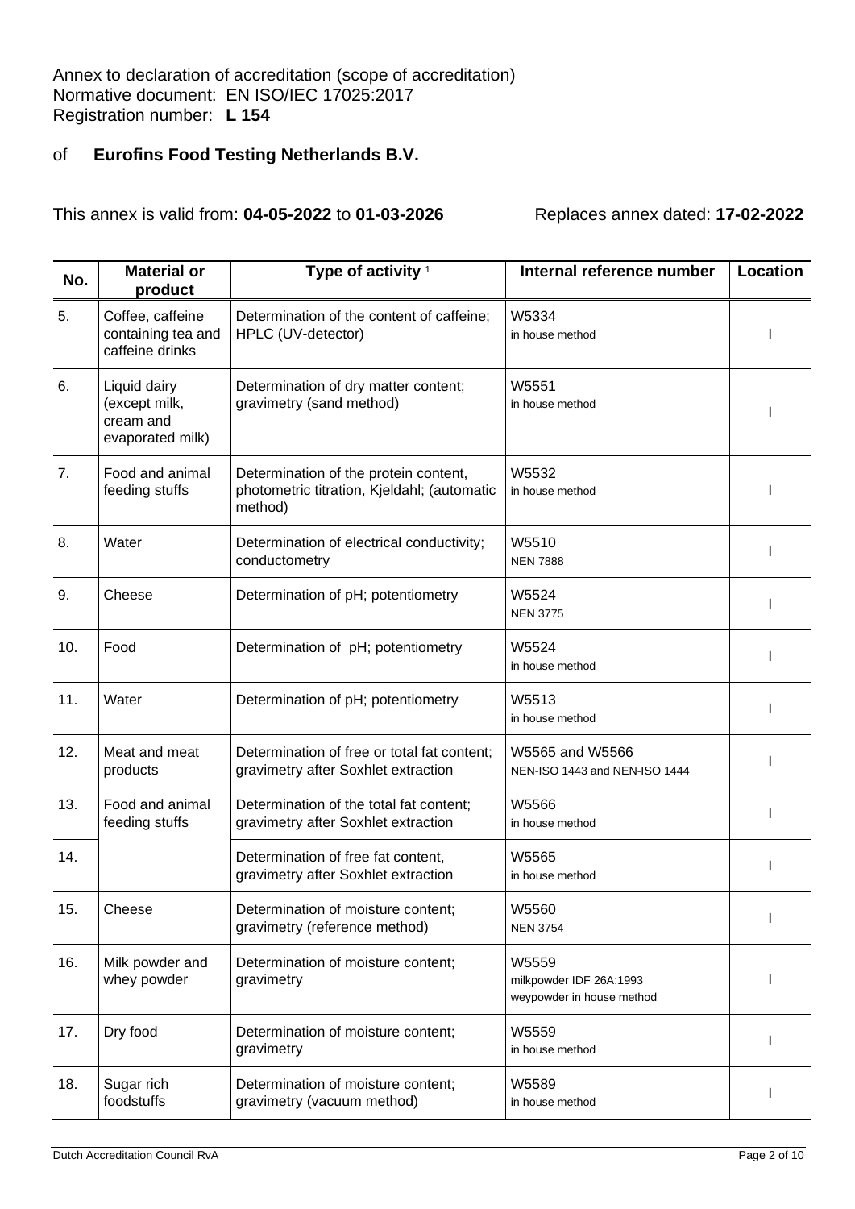Annex to declaration of accreditation (scope of accreditation)
Normative document: EN ISO/IEC 17025:2017
Registration number: **L 154**

of **Eurofins Food Testing Netherlands B.V.**

This annex is valid from: **04-05-2022** to **01-03-2026** Replaces annex dated: **17-02-2022**

| No. | Material or product | Type of activity [1] | Internal reference number | Location |
|---|---|---|---|---|
| 5. | Coffee, caffeine containing tea and caffeine drinks | Determination of the content of caffeine; HPLC (UV-detector) | W5334<br>in house method | I |
| 6. | Liquid dairy (except milk, cream and evaporated milk) | Determination of dry matter content; gravimetry (sand method) | W5551<br>in house method | I |
| 7. | Food and animal feeding stuffs | Determination of the protein content, photometric titration, Kjeldahl; (automatic method) | W5532<br>in house method | I |
| 8. | Water | Determination of electrical conductivity; conductometry | W5510<br>NEN 7888 | I |
| 9. | Cheese | Determination of pH; potentiometry | W5524<br>NEN 3775 | I |
| 10. | Food | Determination of pH; potentiometry | W5524<br>in house method | I |
| 11. | Water | Determination of pH; potentiometry | W5513<br>in house method | I |
| 12. | Meat and meat products | Determination of free or total fat content; gravimetry after Soxhlet extraction | W5565 and W5566<br>NEN-ISO 1443 and NEN-ISO 1444 | I |
| 13. | Food and animal feeding stuffs | Determination of the total fat content; gravimetry after Soxhlet extraction | W5566<br>in house method | I |
| 14. | | Determination of free fat content, gravimetry after Soxhlet extraction | W5565<br>in house method | I |
| 15. | Cheese | Determination of moisture content; gravimetry (reference method) | W5560<br>NEN 3754 | I |
| 16. | Milk powder and whey powder | Determination of moisture content; gravimetry | W5559<br>milkpowder IDF 26A:1993<br>weypowder in house method | I |
| 17. | Dry food | Determination of moisture content; gravimetry | W5559<br>in house method | I |
| 18. | Sugar rich foodstuffs | Determination of moisture content; gravimetry (vacuum method) | W5589<br>in house method | I |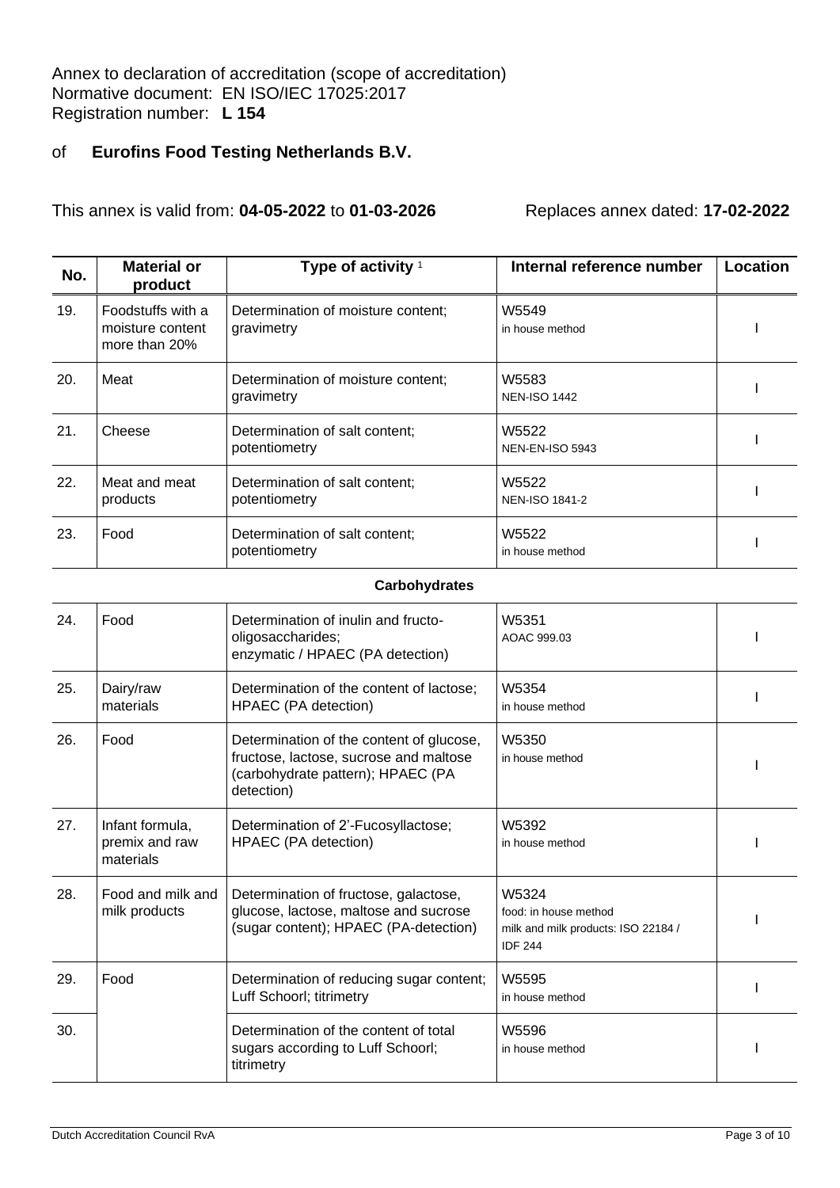Annex to declaration of accreditation (scope of accreditation)
Normative document: EN ISO/IEC 17025:2017
Registration number: **L 154**

of **Eurofins Food Testing Netherlands B.V.**

This annex is valid from: **04-05-2022** to **01-03-2026** Replaces annex dated: **17-02-2022**

| No. | Material or product | Type of activity [1] | Internal reference number | Location |
|---|---|---|---|---|
| 19. | Foodstuffs with a moisture content more than 20% | Determination of moisture content; gravimetry | W5549<br>in house method | I |
| 20. | Meat | Determination of moisture content; gravimetry | W5583<br>NEN-ISO 1442 | I |
| 21. | Cheese | Determination of salt content; potentiometry | W5522<br>NEN-EN-ISO 5943 | I |
| 22. | Meat and meat products | Determination of salt content; potentiometry | W5522<br>NEN-ISO 1841-2 | I |
| 23. | Food | Determination of salt content; potentiometry | W5522<br>in house method | I |
| | | **Carbohydrates** | | |
| 24. | Food | Determination of inulin and fructo-oligosaccharides; enzymatic / HPAEC (PA detection) | W5351<br>AOAC 999.03 | I |
| 25. | Dairy/raw materials | Determination of the content of lactose; HPAEC (PA detection) | W5354<br>in house method | I |
| 26. | Food | Determination of the content of glucose, fructose, lactose, sucrose and maltose (carbohydrate pattern); HPAEC (PA detection) | W5350<br>in house method | I |
| 27. | Infant formula, premix and raw materials | Determination of 2'-Fucosyllactose; HPAEC (PA detection) | W5392<br>in house method | I |
| 28. | Food and milk and milk products | Determination of fructose, galactose, glucose, lactose, maltose and sucrose (sugar content); HPAEC (PA-detection) | W5324<br>food: in house method<br>milk and milk products: ISO 22184 / IDF 244 | I |
| 29. | Food | Determination of reducing sugar content; Luff Schoorl; titrimetry | W5595<br>in house method | I |
| 30. | | Determination of the content of total sugars according to Luff Schoorl; titrimetry | W5596<br>in house method | I |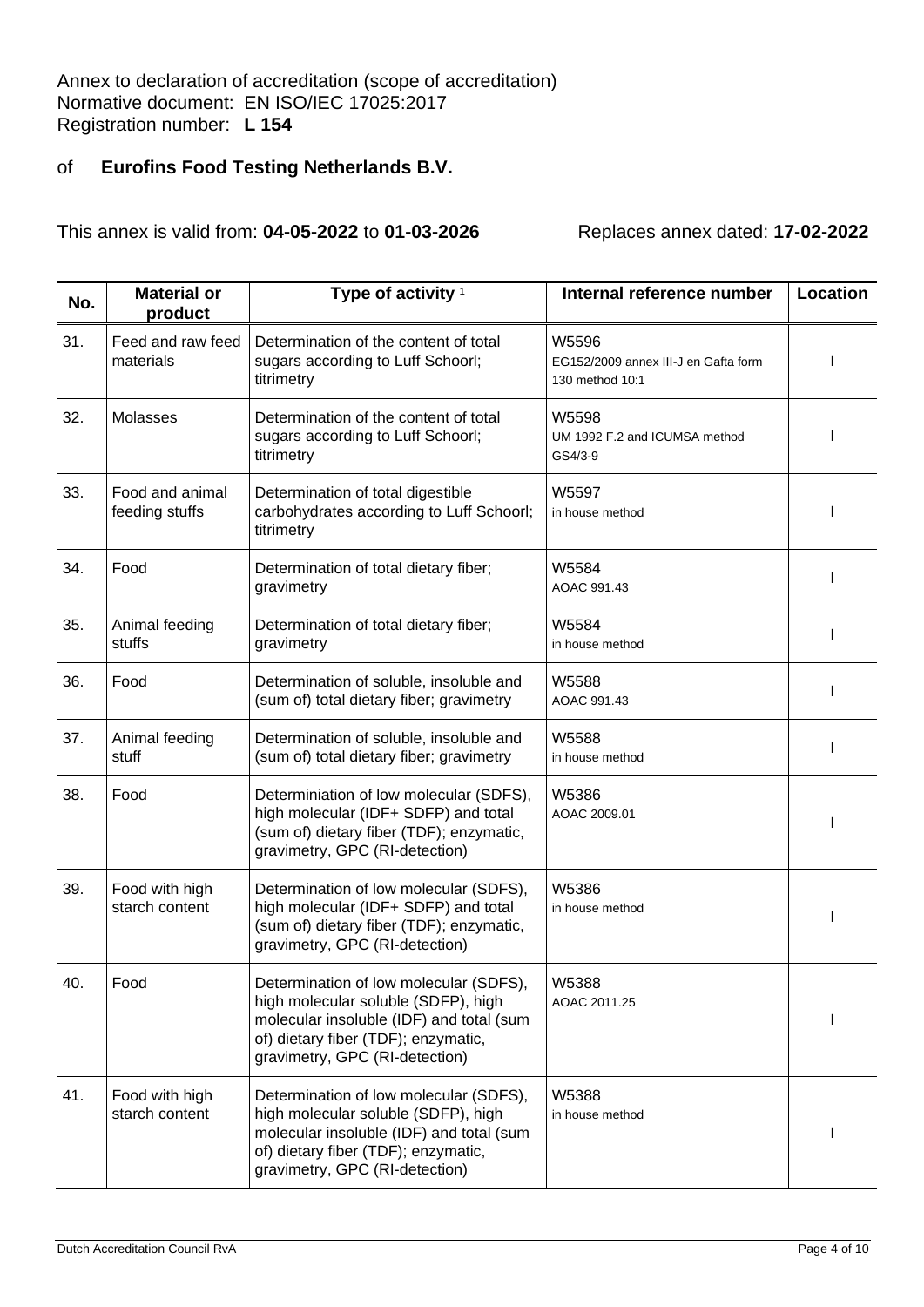Annex to declaration of accreditation (scope of accreditation)
Normative document: EN ISO/IEC 17025:2017
Registration number: **L 154**

of **Eurofins Food Testing Netherlands B.V.**

This annex is valid from: **04-05-2022** to **01-03-2026** Replaces annex dated: **17-02-2022**

| No. | Material or product | Type of activity [1] | Internal reference number | Location |
|---|---|---|---|---|
| 31. | Feed and raw feed materials | Determination of the content of total sugars according to Luff Schoorl; titrimetry | W5596<br>EG152/2009 annex III-J en Gafta form 130 method 10:1 | I |
| 32. | Molasses | Determination of the content of total sugars according to Luff Schoorl; titrimetry | W5598<br>UM 1992 F.2 and ICUMSA method GS4/3-9 | I |
| 33. | Food and animal feeding stuffs | Determination of total digestible carbohydrates according to Luff Schoorl; titrimetry | W5597<br>in house method | I |
| 34. | Food | Determination of total dietary fiber; gravimetry | W5584<br>AOAC 991.43 | I |
| 35. | Animal feeding stuffs | Determination of total dietary fiber; gravimetry | W5584<br>in house method | I |
| 36. | Food | Determination of soluble, insoluble and (sum of) total dietary fiber; gravimetry | W5588<br>AOAC 991.43 | I |
| 37. | Animal feeding stuff | Determination of soluble, insoluble and (sum of) total dietary fiber; gravimetry | W5588<br>in house method | I |
| 38. | Food | Determiniation of low molecular (SDFS), high molecular (IDF+ SDFP) and total (sum of) dietary fiber (TDF); enzymatic, gravimetry, GPC (RI-detection) | W5386<br>AOAC 2009.01 | I |
| 39. | Food with high starch content | Determination of low molecular (SDFS), high molecular (IDF+ SDFP) and total (sum of) dietary fiber (TDF); enzymatic, gravimetry, GPC (RI-detection) | W5386<br>in house method | I |
| 40. | Food | Determination of low molecular (SDFS), high molecular soluble (SDFP), high molecular insoluble (IDF) and total (sum of) dietary fiber (TDF); enzymatic, gravimetry, GPC (RI-detection) | W5388<br>AOAC 2011.25 | I |
| 41. | Food with high starch content | Determination of low molecular (SDFS), high molecular soluble (SDFP), high molecular insoluble (IDF) and total (sum of) dietary fiber (TDF); enzymatic, gravimetry, GPC (RI-detection) | W5388<br>in house method | I |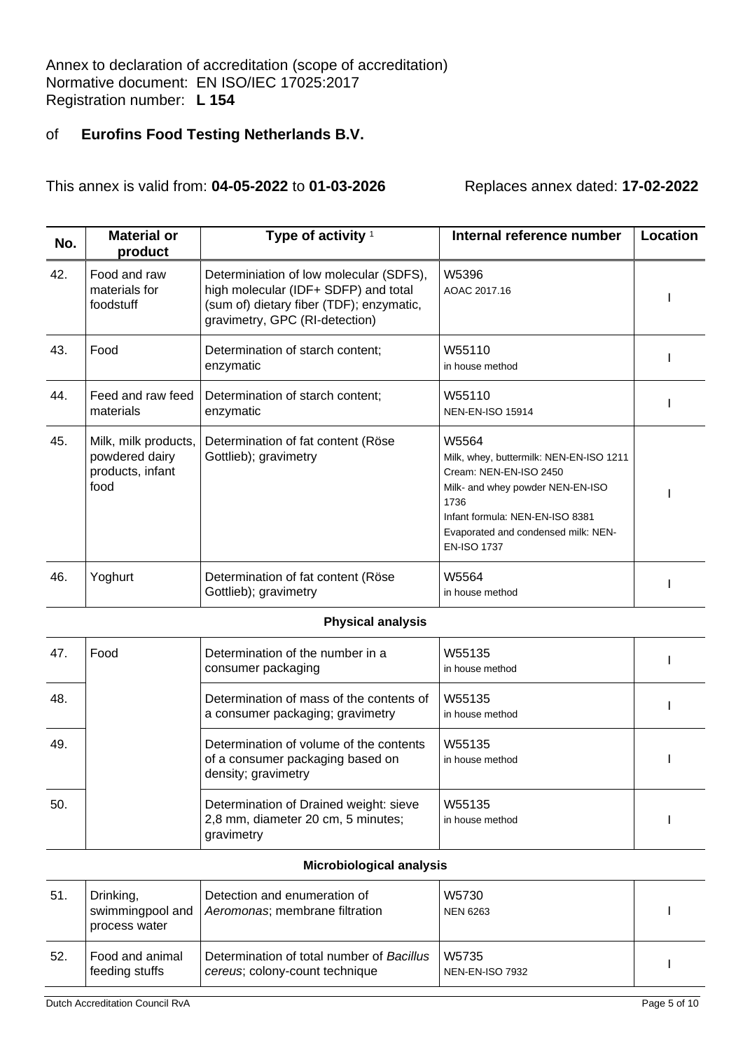Annex to declaration of accreditation (scope of accreditation)
Normative document: EN ISO/IEC 17025:2017
Registration number: **L 154**

of **Eurofins Food Testing Netherlands B.V.**

This annex is valid from: **04-05-2022** to **01-03-2026** Replaces annex dated: **17-02-2022**

| No. | Material or product | Type of activity [1] | Internal reference number | Location |
|---|---|---|---|---|
| 42. | Food and raw materials for foodstuff | Determiniation of low molecular (SDFS), high molecular (IDF+ SDFP) and total (sum of) dietary fiber (TDF); enzymatic, gravimetry, GPC (RI-detection) | W5396<br>AOAC 2017.16 | I |
| 43. | Food | Determination of starch content; enzymatic | W55110<br>in house method | I |
| 44. | Feed and raw feed materials | Determination of starch content; enzymatic | W55110<br>NEN-EN-ISO 15914 | I |
| 45. | Milk, milk products, powdered dairy products, infant food | Determination of fat content (Röse Gottlieb); gravimetry | W5564<br>Milk, whey, buttermilk: NEN-EN-ISO 1211<br>Cream: NEN-EN-ISO 2450<br>Milk- and whey powder NEN-EN-ISO 1736<br>Infant formula: NEN-EN-ISO 8381<br>Evaporated and condensed milk: NEN-EN-ISO 1737 | I |
| 46. | Yoghurt | Determination of fat content (Röse Gottlieb); gravimetry | W5564<br>in house method | I |
| | | **Physical analysis** | | |
| 47. | Food | Determination of the number in a consumer packaging | W55135<br>in house method | I |
| 48. | | Determination of mass of the contents of a consumer packaging; gravimetry | W55135<br>in house method | I |
| 49. | | Determination of volume of the contents of a consumer packaging based on density; gravimetry | W55135<br>in house method | I |
| 50. | | Determination of Drained weight: sieve 2,8 mm, diameter 20 cm, 5 minutes; gravimetry | W55135<br>in house method | I |
| | | **Microbiological analysis** | | |
| 51. | Drinking, swimmingpool and process water | Detection and enumeration of *Aeromonas*; membrane filtration | W5730<br>NEN 6263 | I |
| 52. | Food and animal feeding stuffs | Determination of total number of *Bacillus cereus*; colony-count technique | W5735<br>NEN-EN-ISO 7932 | I |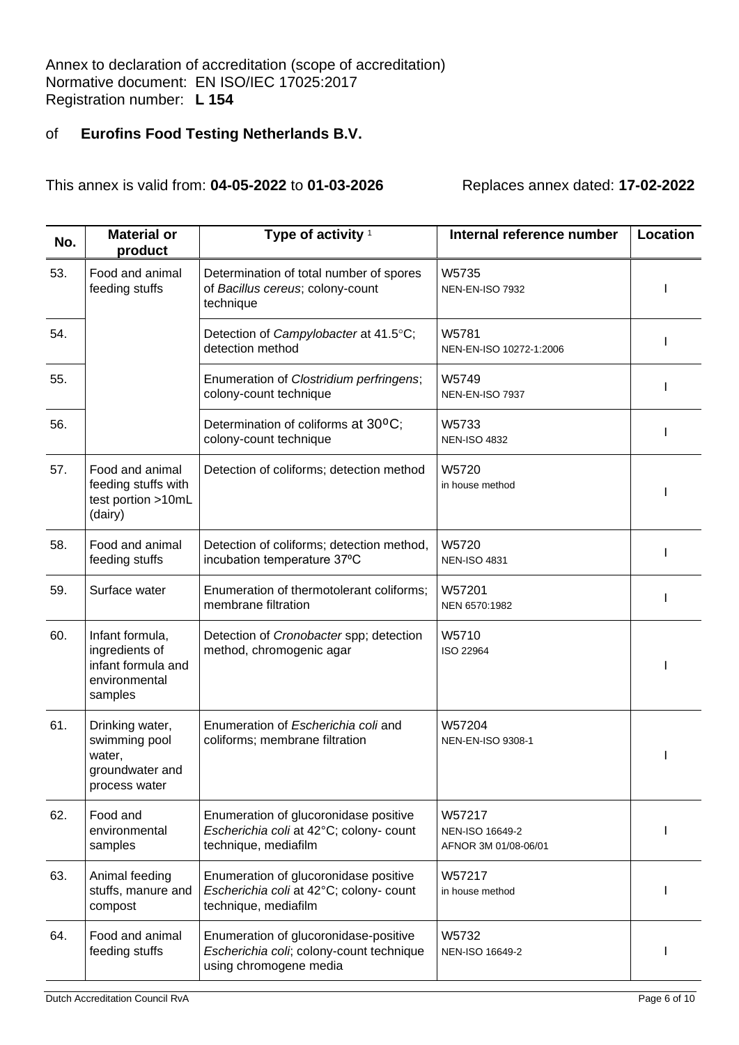Annex to declaration of accreditation (scope of accreditation)
Normative document: EN ISO/IEC 17025:2017
Registration number: **L 154**

of **Eurofins Food Testing Netherlands B.V.**

This annex is valid from: **04-05-2022** to **01-03-2026** Replaces annex dated: **17-02-2022**

| No. | Material or product | Type of activity [1] | Internal reference number | Location |
|---|---|---|---|---|
| 53. | Food and animal feeding stuffs | Determination of total number of spores of *Bacillus cereus*; colony-count technique | W5735<br>NEN-EN-ISO 7932 | I |
| 54. | | Detection of *Campylobacter* at 41.5°C; detection method | W5781<br>NEN-EN-ISO 10272-1:2006 | I |
| 55. | | Enumeration of *Clostridium perfringens*; colony-count technique | W5749<br>NEN-EN-ISO 7937 | I |
| 56. | | Determination of coliforms at 30ºC; colony-count technique | W5733<br>NEN-ISO 4832 | I |
| 57. | Food and animal feeding stuffs with test portion >10mL (dairy) | Detection of coliforms; detection method | W5720<br>in house method | I |
| 58. | Food and animal feeding stuffs | Detection of coliforms; detection method, incubation temperature 37ºC | W5720<br>NEN-ISO 4831 | I |
| 59. | Surface water | Enumeration of thermotolerant coliforms; membrane filtration | W57201<br>NEN 6570:1982 | I |
| 60. | Infant formula, ingredients of infant formula and environmental samples | Detection of *Cronobacter* spp; detection method, chromogenic agar | W5710<br>ISO 22964 | I |
| 61. | Drinking water, swimming pool water, groundwater and process water | Enumeration of *Escherichia coli* and coliforms; membrane filtration | W57204<br>NEN-EN-ISO 9308-1 | I |
| 62. | Food and environmental samples | Enumeration of glucoronidase positive *Escherichia coli* at 42°C; colony- count technique, mediafilm | W57217<br>NEN-ISO 16649-2<br>AFNOR 3M 01/08-06/01 | I |
| 63. | Animal feeding stuffs, manure and compost | Enumeration of glucoronidase positive *Escherichia coli* at 42°C; colony- count technique, mediafilm | W57217<br>in house method | I |
| 64. | Food and animal feeding stuffs | Enumeration of glucoronidase-positive *Escherichia coli*; colony-count technique using chromogene media | W5732<br>NEN-ISO 16649-2 | I |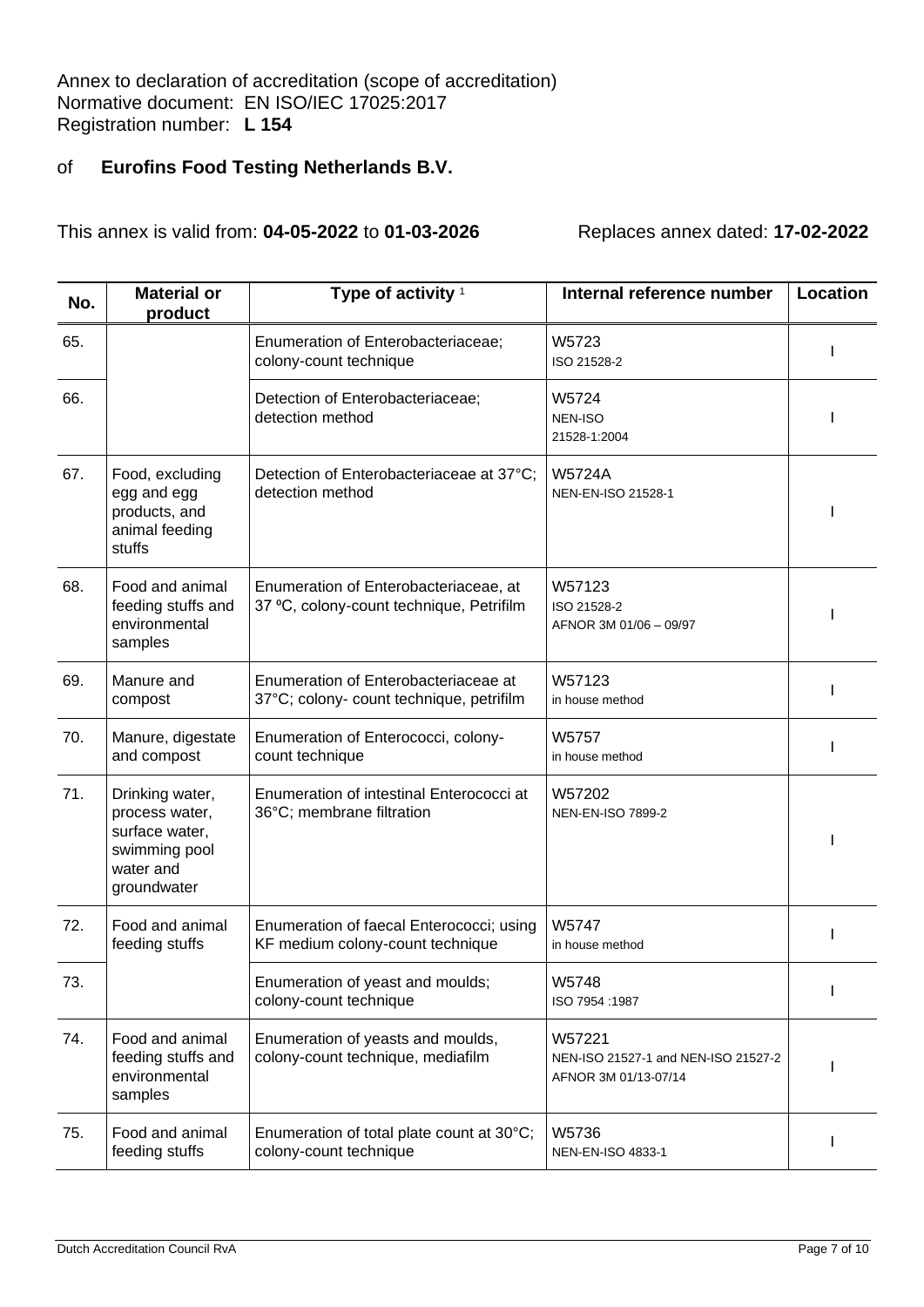Annex to declaration of accreditation (scope of accreditation)
Normative document: EN ISO/IEC 17025:2017
Registration number: **L 154**

of **Eurofins Food Testing Netherlands B.V.**

This annex is valid from: **04-05-2022** to **01-03-2026** Replaces annex dated: **17-02-2022**

| No. | Material or product | Type of activity [1] | Internal reference number | Location |
|---|---|---|---|---|
| 65. | | Enumeration of Enterobacteriaceae; colony-count technique | W5723<br>ISO 21528-2 | I |
| 66. | | Detection of Enterobacteriaceae; detection method | W5724<br>NEN-ISO 21528-1:2004 | I |
| 67. | Food, excluding egg and egg products, and animal feeding stuffs | Detection of Enterobacteriaceae at 37°C; detection method | W5724A<br>NEN-EN-ISO 21528-1 | I |
| 68. | Food and animal feeding stuffs and environmental samples | Enumeration of Enterobacteriaceae, at 37 ºC, colony-count technique, Petrifilm | W57123<br>ISO 21528-2<br>AFNOR 3M 01/06 – 09/97 | I |
| 69. | Manure and compost | Enumeration of Enterobacteriaceae at 37°C; colony- count technique, petrifilm | W57123<br>in house method | I |
| 70. | Manure, digestate and compost | Enumeration of Enterococci, colony-count technique | W5757<br>in house method | I |
| 71. | Drinking water, process water, surface water, swimming pool water and groundwater | Enumeration of intestinal Enterococci at 36°C; membrane filtration | W57202<br>NEN-EN-ISO 7899-2 | I |
| 72. | Food and animal feeding stuffs | Enumeration of faecal Enterococci; using KF medium colony-count technique | W5747<br>in house method | I |
| 73. | | Enumeration of yeast and moulds; colony-count technique | W5748<br>ISO 7954 :1987 | I |
| 74. | Food and animal feeding stuffs and environmental samples | Enumeration of yeasts and moulds, colony-count technique, mediafilm | W57221<br>NEN-ISO 21527-1 and NEN-ISO 21527-2<br>AFNOR 3M 01/13-07/14 | I |
| 75. | Food and animal feeding stuffs | Enumeration of total plate count at 30°C; colony-count technique | W5736<br>NEN-EN-ISO 4833-1 | I |

Dutch Accreditation Council RvA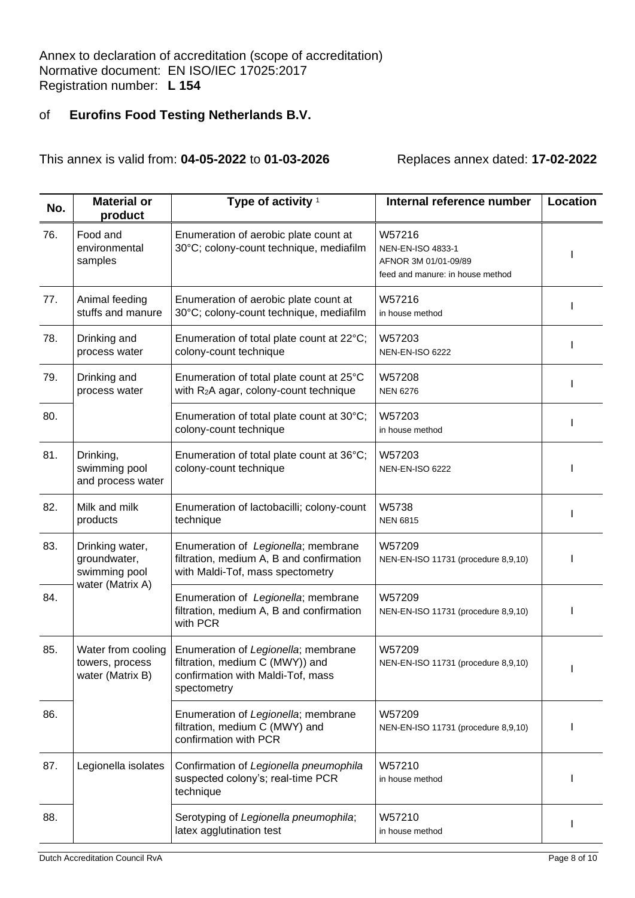Annex to declaration of accreditation (scope of accreditation)
Normative document: EN ISO/IEC 17025:2017
Registration number: **L 154**

of **Eurofins Food Testing Netherlands B.V.**

This annex is valid from: **04-05-2022** to **01-03-2026** Replaces annex dated: **17-02-2022**

| No. | Material or product | Type of activity [1] | Internal reference number | Location |
|---|---|---|---|---|
| 76. | Food and environmental samples | Enumeration of aerobic plate count at 30°C; colony-count technique, mediafilm | W57216<br>NEN-EN-ISO 4833-1<br>AFNOR 3M 01/01-09/89<br>feed and manure: in house method | I |
| 77. | Animal feeding stuffs and manure | Enumeration of aerobic plate count at 30°C; colony-count technique, mediafilm | W57216<br>in house method | I |
| 78. | Drinking and process water | Enumeration of total plate count at 22°C; colony-count technique | W57203<br>NEN-EN-ISO 6222 | I |
| 79. | Drinking and process water | Enumeration of total plate count at 25°C with $R_2A$ agar, colony-count technique | W57208<br>NEN 6276 | I |
| 80. | | Enumeration of total plate count at 30°C; colony-count technique | W57203<br>in house method | I |
| 81. | Drinking, swimming pool and process water | Enumeration of total plate count at 36°C; colony-count technique | W57203<br>NEN-EN-ISO 6222 | I |
| 82. | Milk and milk products | Enumeration of lactobacilli; colony-count technique | W5738<br>NEN 6815 | I |
| 83. | Drinking water, groundwater, swimming pool water (Matrix A) | Enumeration of *Legionella*; membrane filtration, medium A, B and confirmation with Maldi-Tof, mass spectometry | W57209<br>NEN-EN-ISO 11731 (procedure 8,9,10) | I |
| 84. | | Enumeration of *Legionella*; membrane filtration, medium A, B and confirmation with PCR | W57209<br>NEN-EN-ISO 11731 (procedure 8,9,10) | I |
| 85. | Water from cooling towers, process water (Matrix B) | Enumeration of *Legionella*; membrane filtration, medium C (MWY)) and confirmation with Maldi-Tof, mass spectometry | W57209<br>NEN-EN-ISO 11731 (procedure 8,9,10) | I |
| 86. | | Enumeration of *Legionella*; membrane filtration, medium C (MWY) and confirmation with PCR | W57209<br>NEN-EN-ISO 11731 (procedure 8,9,10) | I |
| 87. | Legionella isolates | Confirmation of *Legionella pneumophila* suspected colony's; real-time PCR technique | W57210<br>in house method | I |
| 88. | | Serotyping of *Legionella pneumophila*; latex agglutination test | W57210<br>in house method | I |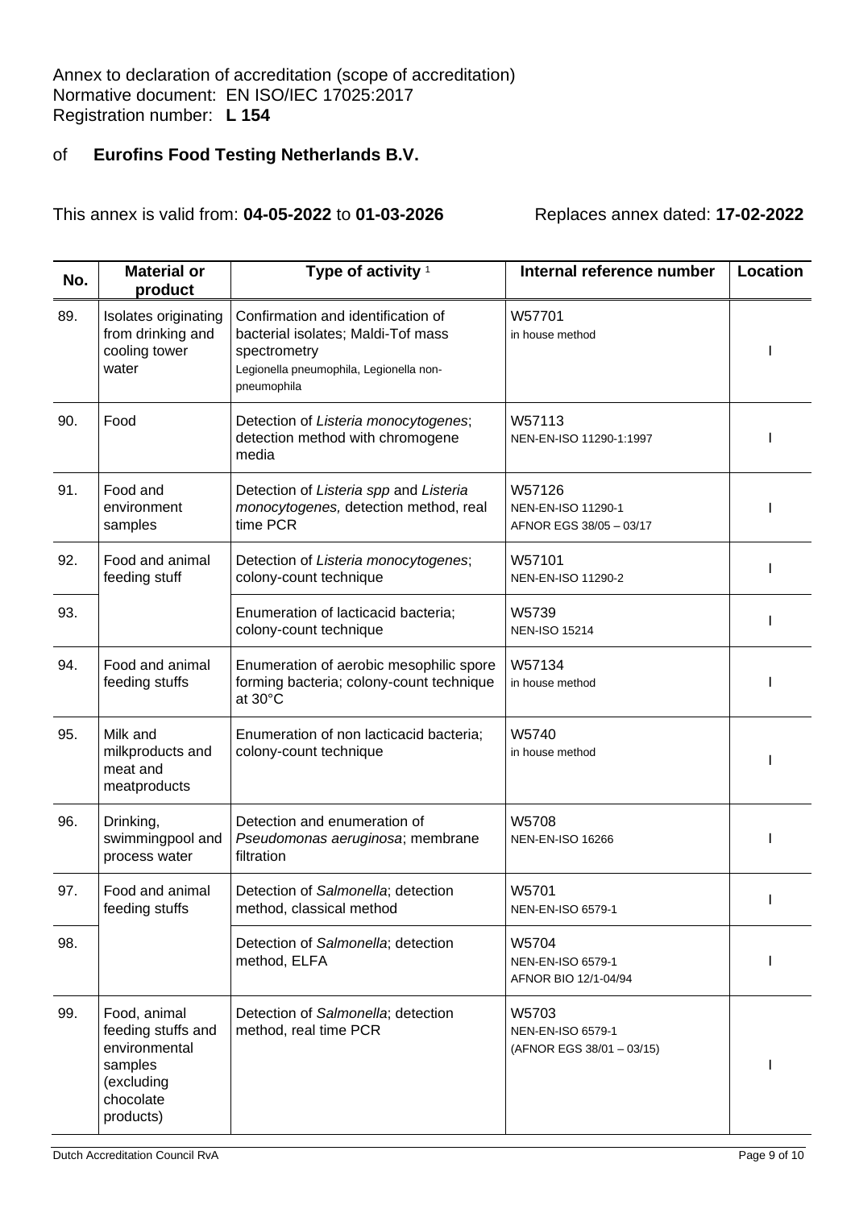Annex to declaration of accreditation (scope of accreditation)
Normative document: EN ISO/IEC 17025:2017
Registration number: **L 154**

of **Eurofins Food Testing Netherlands B.V.**

This annex is valid from: **04-05-2022** to **01-03-2026** Replaces annex dated: **17-02-2022**

| No. | Material or product | Type of activity [1] | Internal reference number | Location |
|---|---|---|---|---|
| 89. | Isolates originating from drinking and cooling tower water | Confirmation and identification of bacterial isolates; Maldi-Tof mass spectrometry<br>Legionella pneumophila, Legionella non-pneumophila | W57701<br>in house method | I |
| 90. | Food | Detection of *Listeria monocytogenes*; detection method with chromogene media | W57113<br>NEN-EN-ISO 11290-1:1997 | I |
| 91. | Food and environment samples | Detection of *Listeria spp* and *Listeria monocytogenes,* detection method, real time PCR | W57126<br>NEN-EN-ISO 11290-1<br>AFNOR EGS 38/05 – 03/17 | I |
| 92. | Food and animal feeding stuff | Detection of *Listeria monocytogenes*; colony-count technique | W57101<br>NEN-EN-ISO 11290-2 | I |
| 93. | | Enumeration of lacticacid bacteria; colony-count technique | W5739<br>NEN-ISO 15214 | I |
| 94. | Food and animal feeding stuffs | Enumeration of aerobic mesophilic spore forming bacteria; colony-count technique at 30°C | W57134<br>in house method | I |
| 95. | Milk and milkproducts and meat and meatproducts | Enumeration of non lacticacid bacteria; colony-count technique | W5740<br>in house method | I |
| 96. | Drinking, swimmingpool and process water | Detection and enumeration of *Pseudomonas aeruginosa*; membrane filtration | W5708<br>NEN-EN-ISO 16266 | I |
| 97. | Food and animal feeding stuffs | Detection of *Salmonella*; detection method, classical method | W5701<br>NEN-EN-ISO 6579-1 | I |
| 98. | | Detection of *Salmonella*; detection method, ELFA | W5704<br>NEN-EN-ISO 6579-1<br>AFNOR BIO 12/1-04/94 | I |
| 99. | Food, animal feeding stuffs and environmental samples (excluding chocolate products) | Detection of *Salmonella*; detection method, real time PCR | W5703<br>NEN-EN-ISO 6579-1<br>(AFNOR EGS 38/01 – 03/15) | I |

Dutch Accreditation Council RvA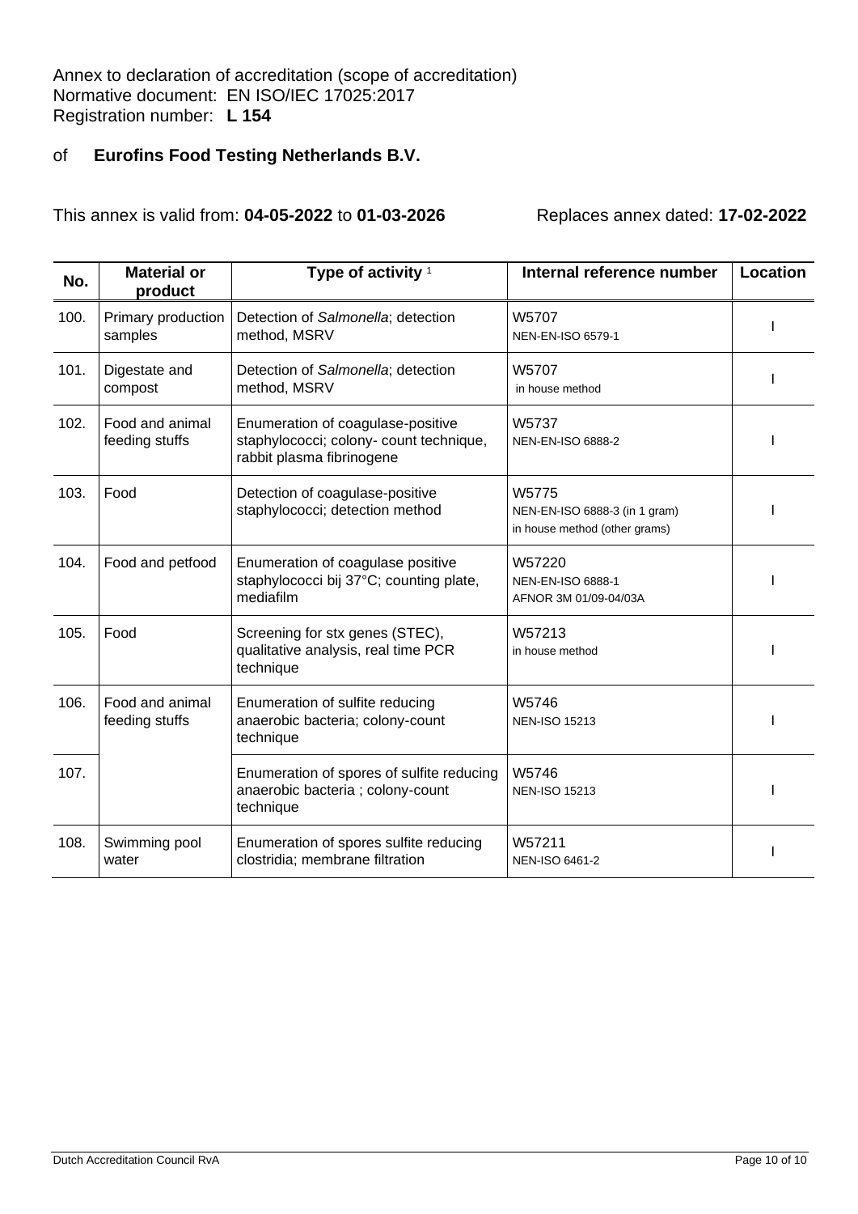Annex to declaration of accreditation (scope of accreditation)
Normative document: EN ISO/IEC 17025:2017
Registration number: **L 154**

of **Eurofins Food Testing Netherlands B.V.**

This annex is valid from: **04-05-2022** to **01-03-2026** Replaces annex dated: **17-02-2022**

| No. | Material or product | Type of activity [1] | Internal reference number | Location |
|---|---|---|---|---|
| 100. | Primary production samples | Detection of *Salmonella*; detection method, MSRV | W5707<br>NEN-EN-ISO 6579-1 | I |
| 101. | Digestate and compost | Detection of *Salmonella*; detection method, MSRV | W5707<br>in house method | I |
| 102. | Food and animal feeding stuffs | Enumeration of coagulase-positive staphylococci; colony- count technique, rabbit plasma fibrinogene | W5737<br>NEN-EN-ISO 6888-2 | I |
| 103. | Food | Detection of coagulase-positive staphylococci; detection method | W5775<br>NEN-EN-ISO 6888-3 (in 1 gram)<br>in house method (other grams) | I |
| 104. | Food and petfood | Enumeration of coagulase positive staphylococci bij 37°C; counting plate, mediafilm | W57220<br>NEN-EN-ISO 6888-1<br>AFNOR 3M 01/09-04/03A | I |
| 105. | Food | Screening for stx genes (STEC), qualitative analysis, real time PCR technique | W57213<br>in house method | I |
| 106. | Food and animal feeding stuffs | Enumeration of sulfite reducing anaerobic bacteria; colony-count technique | W5746<br>NEN-ISO 15213 | I |
| 107. | | Enumeration of spores of sulfite reducing anaerobic bacteria ; colony-count technique | W5746<br>NEN-ISO 15213 | I |
| 108. | Swimming pool water | Enumeration of spores sulfite reducing clostridia; membrane filtration | W57211<br>NEN-ISO 6461-2 | I |